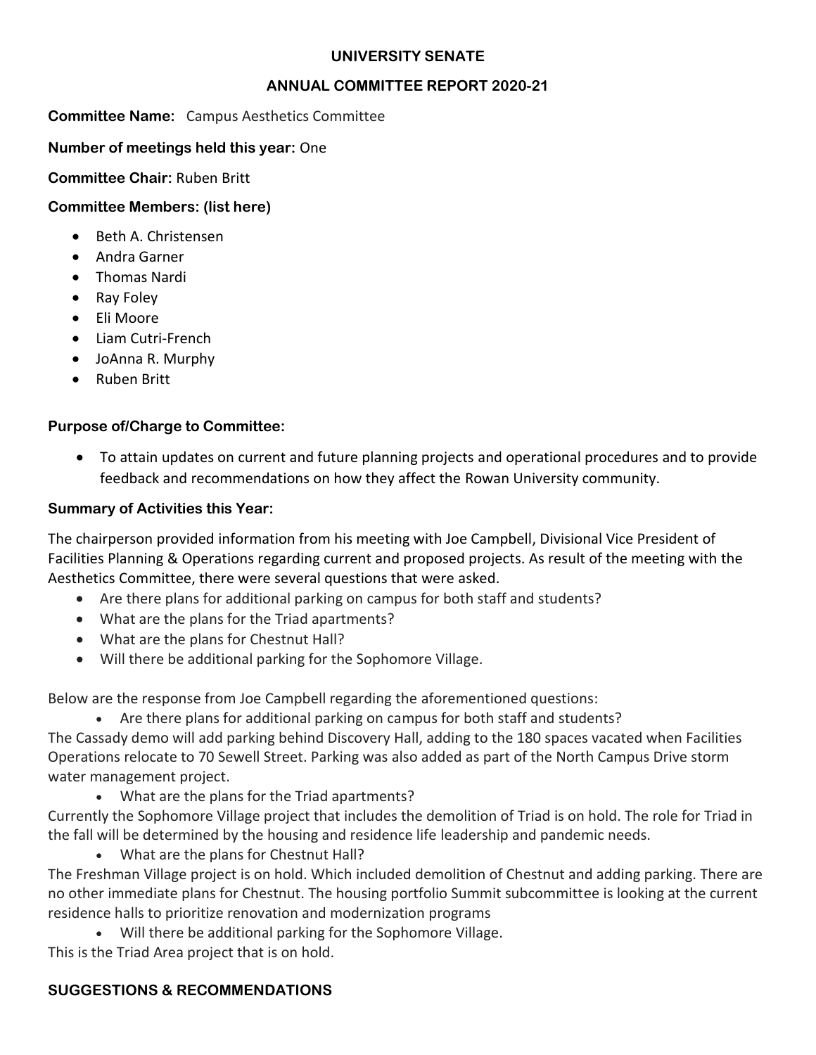# UNIVERSITY SENATE

## ANNUAL COMMITTEE REPORT 2020-21

**Committee Name:** Campus Aesthetics Committee

**Number of meetings held this year:** One

**Committee Chair:** Ruben Britt

**Committee Members: (list here)**

- Beth A. Christensen
- Andra Garner
- Thomas Nardi
- Ray Foley
- Eli Moore
- Liam Cutri-French
- JoAnna R. Murphy
- Ruben Britt

**Purpose of/Charge to Committee:**

- To attain updates on current and future planning projects and operational procedures and to provide feedback and recommendations on how they affect the Rowan University community.

**Summary of Activities this Year:**

The chairperson provided information from his meeting with Joe Campbell, Divisional Vice President of Facilities Planning & Operations regarding current and proposed projects. As result of the meeting with the Aesthetics Committee, there were several questions that were asked.

- Are there plans for additional parking on campus for both staff and students?
- What are the plans for the Triad apartments?
- What are the plans for Chestnut Hall?
- Will there be additional parking for the Sophomore Village.

Below are the response from Joe Campbell regarding the aforementioned questions:

- Are there plans for additional parking on campus for both staff and students?

The Cassady demo will add parking behind Discovery Hall, adding to the 180 spaces vacated when Facilities Operations relocate to 70 Sewell Street. Parking was also added as part of the North Campus Drive storm water management project.

- What are the plans for the Triad apartments?

Currently the Sophomore Village project that includes the demolition of Triad is on hold. The role for Triad in the fall will be determined by the housing and residence life leadership and pandemic needs.

- What are the plans for Chestnut Hall?

The Freshman Village project is on hold. Which included demolition of Chestnut and adding parking. There are no other immediate plans for Chestnut. The housing portfolio Summit subcommittee is looking at the current residence halls to prioritize renovation and modernization programs

- Will there be additional parking for the Sophomore Village.

This is the Triad Area project that is on hold.

**SUGGESTIONS & RECOMMENDATIONS**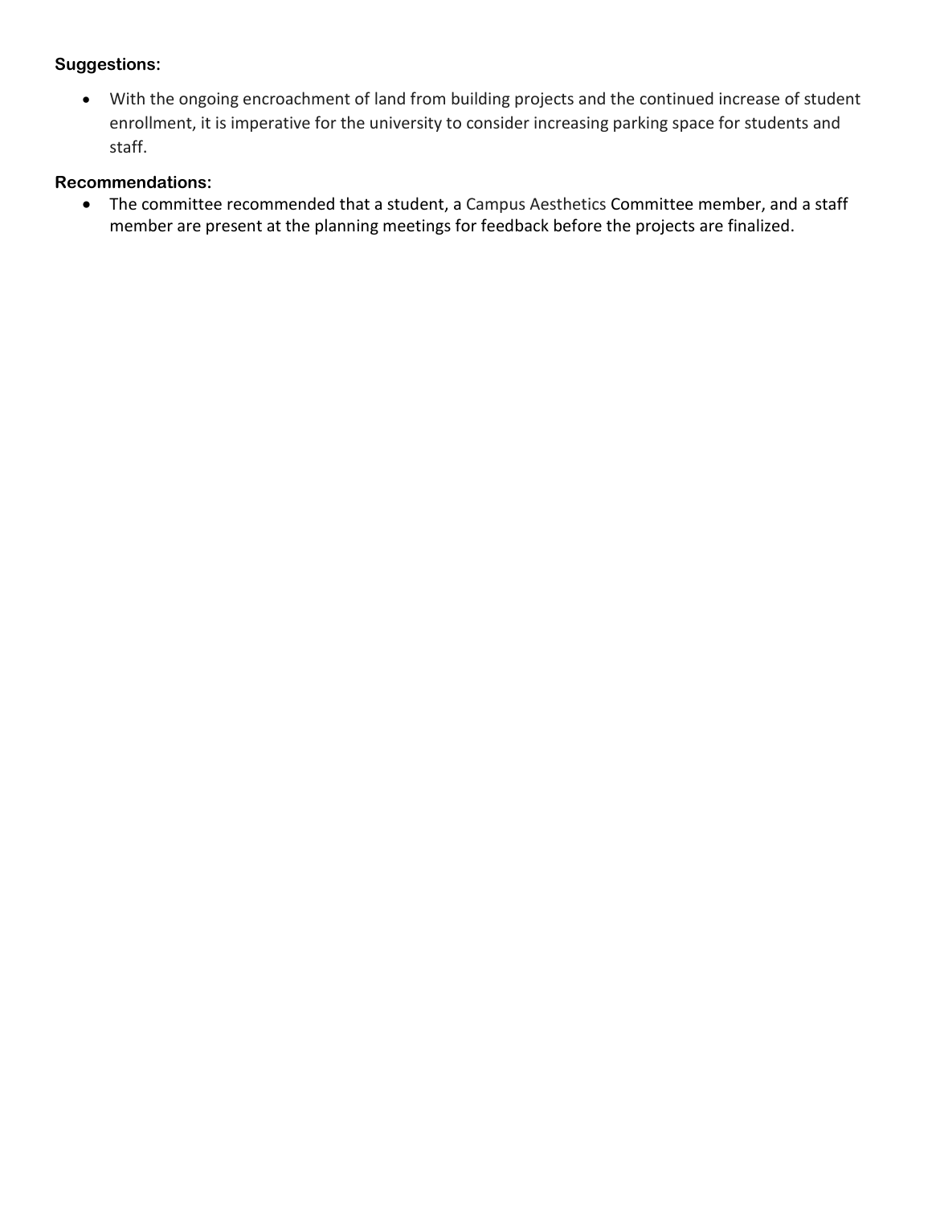**Suggestions:**

- With the ongoing encroachment of land from building projects and the continued increase of student enrollment, it is imperative for the university to consider increasing parking space for students and staff.

**Recommendations:**

- The committee recommended that a student, a Campus Aesthetics Committee member, and a staff member are present at the planning meetings for feedback before the projects are finalized.